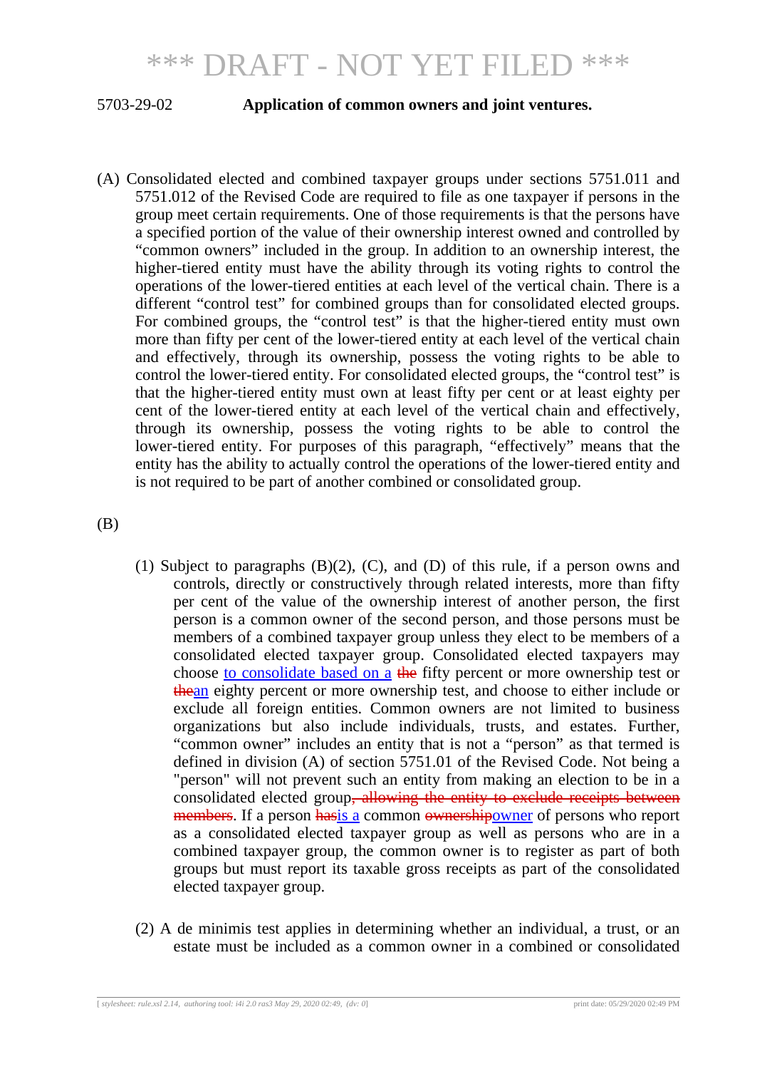5703-29-02 **Application of common owners and joint ventures.**

(A) Consolidated elected and combined taxpayer groups under sections 5751.011 and 5751.012 of the Revised Code are required to file as one taxpayer if persons in the group meet certain requirements. One of those requirements is that the persons have a specified portion of the value of their ownership interest owned and controlled by "common owners" included in the group. In addition to an ownership interest, the higher-tiered entity must have the ability through its voting rights to control the operations of the lower-tiered entities at each level of the vertical chain. There is a different "control test" for combined groups than for consolidated elected groups. For combined groups, the "control test" is that the higher-tiered entity must own more than fifty per cent of the lower-tiered entity at each level of the vertical chain and effectively, through its ownership, possess the voting rights to be able to control the lower-tiered entity. For consolidated elected groups, the "control test" is that the higher-tiered entity must own at least fifty per cent or at least eighty per cent of the lower-tiered entity at each level of the vertical chain and effectively, through its ownership, possess the voting rights to be able to control the lower-tiered entity. For purposes of this paragraph, "effectively" means that the entity has the ability to actually control the operations of the lower-tiered entity and is not required to be part of another combined or consolidated group.

(B)

(1) Subject to paragraphs (B)(2), (C), and (D) of this rule, if a person owns and controls, directly or constructively through related interests, more than fifty per cent of the value of the ownership interest of another person, the first person is a common owner of the second person, and those persons must be members of a combined taxpayer group unless they elect to be members of a consolidated elected taxpayer group. Consolidated elected taxpayers may choose <u>to consolidate based on a</u> ~~the~~ fifty percent or more ownership test or ~~the~~<u>an</u> eighty percent or more ownership test, and choose to either include or exclude all foreign entities. Common owners are not limited to business organizations but also include individuals, trusts, and estates. Further, "common owner" includes an entity that is not a "person" as that termed is defined in division (A) of section 5751.01 of the Revised Code. Not being a "person" will not prevent such an entity from making an election to be in a consolidated elected group~~, allowing the entity to exclude receipts between members~~. If a person ~~has~~<u>is a</u> common ~~ownership~~<u>owner</u> of persons who report as a consolidated elected taxpayer group as well as persons who are in a combined taxpayer group, the common owner is to register as part of both groups but must report its taxable gross receipts as part of the consolidated elected taxpayer group.

(2) A de minimis test applies in determining whether an individual, a trust, or an estate must be included as a common owner in a combined or consolidated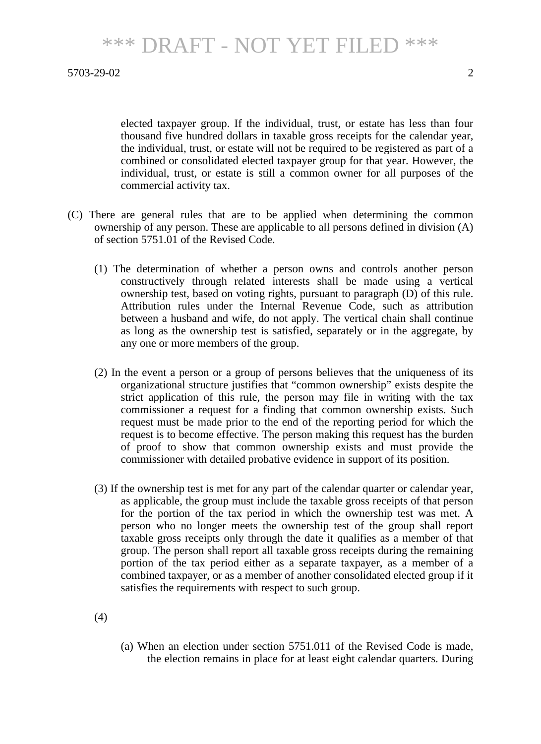elected taxpayer group. If the individual, trust, or estate has less than four thousand five hundred dollars in taxable gross receipts for the calendar year, the individual, trust, or estate will not be required to be registered as part of a combined or consolidated elected taxpayer group for that year. However, the individual, trust, or estate is still a common owner for all purposes of the commercial activity tax.

(C) There are general rules that are to be applied when determining the common ownership of any person. These are applicable to all persons defined in division (A) of section 5751.01 of the Revised Code.

(1) The determination of whether a person owns and controls another person constructively through related interests shall be made using a vertical ownership test, based on voting rights, pursuant to paragraph (D) of this rule. Attribution rules under the Internal Revenue Code, such as attribution between a husband and wife, do not apply. The vertical chain shall continue as long as the ownership test is satisfied, separately or in the aggregate, by any one or more members of the group.

(2) In the event a person or a group of persons believes that the uniqueness of its organizational structure justifies that "common ownership" exists despite the strict application of this rule, the person may file in writing with the tax commissioner a request for a finding that common ownership exists. Such request must be made prior to the end of the reporting period for which the request is to become effective. The person making this request has the burden of proof to show that common ownership exists and must provide the commissioner with detailed probative evidence in support of its position.

(3) If the ownership test is met for any part of the calendar quarter or calendar year, as applicable, the group must include the taxable gross receipts of that person for the portion of the tax period in which the ownership test was met. A person who no longer meets the ownership test of the group shall report taxable gross receipts only through the date it qualifies as a member of that group. The person shall report all taxable gross receipts during the remaining portion of the tax period either as a separate taxpayer, as a member of a combined taxpayer, or as a member of another consolidated elected group if it satisfies the requirements with respect to such group.

(4)

(a) When an election under section 5751.011 of the Revised Code is made, the election remains in place for at least eight calendar quarters. During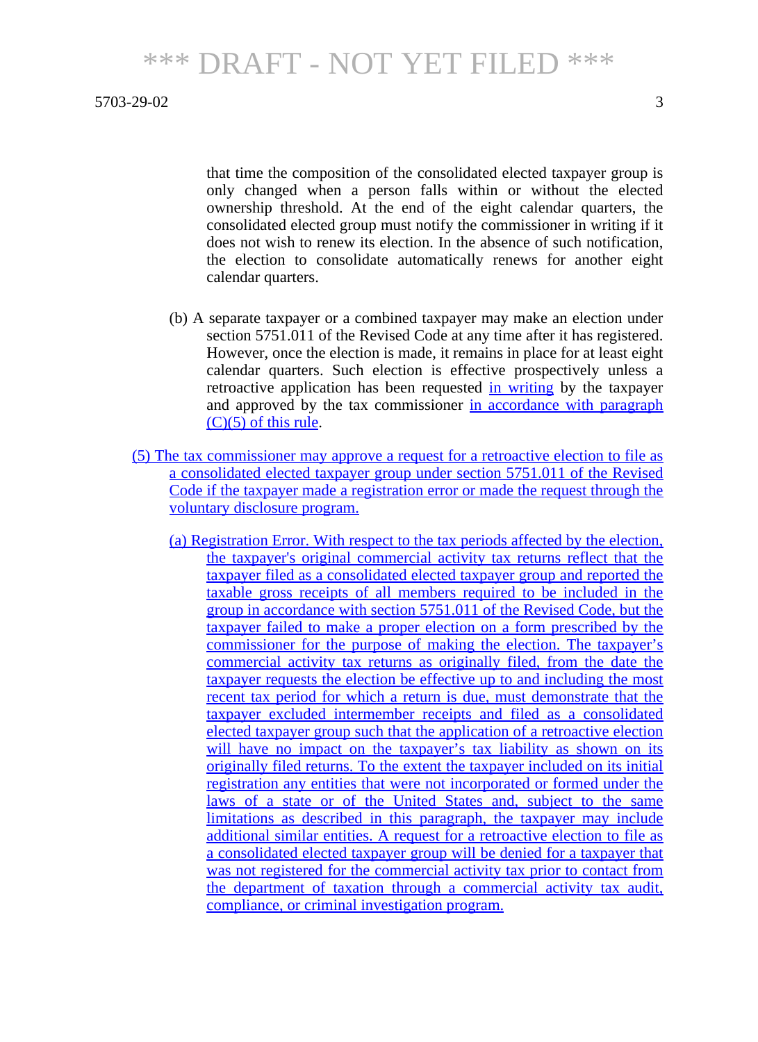that time the composition of the consolidated elected taxpayer group is only changed when a person falls within or without the elected ownership threshold. At the end of the eight calendar quarters, the consolidated elected group must notify the commissioner in writing if it does not wish to renew its election. In the absence of such notification, the election to consolidate automatically renews for another eight calendar quarters.

(b) A separate taxpayer or a combined taxpayer may make an election under section 5751.011 of the Revised Code at any time after it has registered. However, once the election is made, it remains in place for at least eight calendar quarters. Such election is effective prospectively unless a retroactive application has been requested in writing by the taxpayer and approved by the tax commissioner in accordance with paragraph (C)(5) of this rule.

(5) The tax commissioner may approve a request for a retroactive election to file as a consolidated elected taxpayer group under section 5751.011 of the Revised Code if the taxpayer made a registration error or made the request through the voluntary disclosure program.

(a) Registration Error. With respect to the tax periods affected by the election, the taxpayer's original commercial activity tax returns reflect that the taxpayer filed as a consolidated elected taxpayer group and reported the taxable gross receipts of all members required to be included in the group in accordance with section 5751.011 of the Revised Code, but the taxpayer failed to make a proper election on a form prescribed by the commissioner for the purpose of making the election. The taxpayer's commercial activity tax returns as originally filed, from the date the taxpayer requests the election be effective up to and including the most recent tax period for which a return is due, must demonstrate that the taxpayer excluded intermember receipts and filed as a consolidated elected taxpayer group such that the application of a retroactive election will have no impact on the taxpayer's tax liability as shown on its originally filed returns. To the extent the taxpayer included on its initial registration any entities that were not incorporated or formed under the laws of a state or of the United States and, subject to the same limitations as described in this paragraph, the taxpayer may include additional similar entities. A request for a retroactive election to file as a consolidated elected taxpayer group will be denied for a taxpayer that was not registered for the commercial activity tax prior to contact from the department of taxation through a commercial activity tax audit, compliance, or criminal investigation program.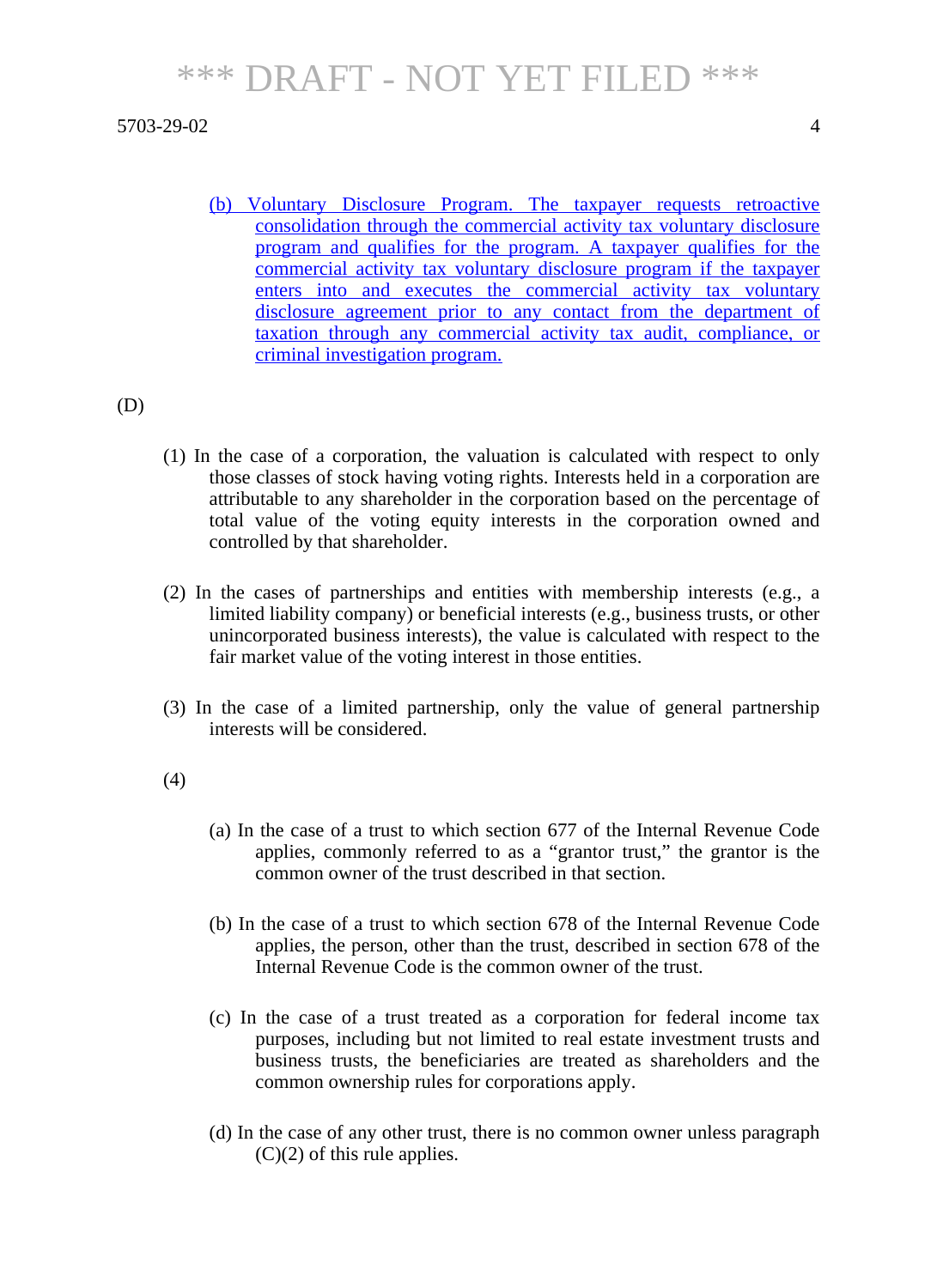(b) Voluntary Disclosure Program. The taxpayer requests retroactive consolidation through the commercial activity tax voluntary disclosure program and qualifies for the program. A taxpayer qualifies for the commercial activity tax voluntary disclosure program if the taxpayer enters into and executes the commercial activity tax voluntary disclosure agreement prior to any contact from the department of taxation through any commercial activity tax audit, compliance, or criminal investigation program.

(D)

(1) In the case of a corporation, the valuation is calculated with respect to only those classes of stock having voting rights. Interests held in a corporation are attributable to any shareholder in the corporation based on the percentage of total value of the voting equity interests in the corporation owned and controlled by that shareholder.

(2) In the cases of partnerships and entities with membership interests (e.g., a limited liability company) or beneficial interests (e.g., business trusts, or other unincorporated business interests), the value is calculated with respect to the fair market value of the voting interest in those entities.

(3) In the case of a limited partnership, only the value of general partnership interests will be considered.

(4)

(a) In the case of a trust to which section 677 of the Internal Revenue Code applies, commonly referred to as a "grantor trust," the grantor is the common owner of the trust described in that section.

(b) In the case of a trust to which section 678 of the Internal Revenue Code applies, the person, other than the trust, described in section 678 of the Internal Revenue Code is the common owner of the trust.

(c) In the case of a trust treated as a corporation for federal income tax purposes, including but not limited to real estate investment trusts and business trusts, the beneficiaries are treated as shareholders and the common ownership rules for corporations apply.

(d) In the case of any other trust, there is no common owner unless paragraph (C)(2) of this rule applies.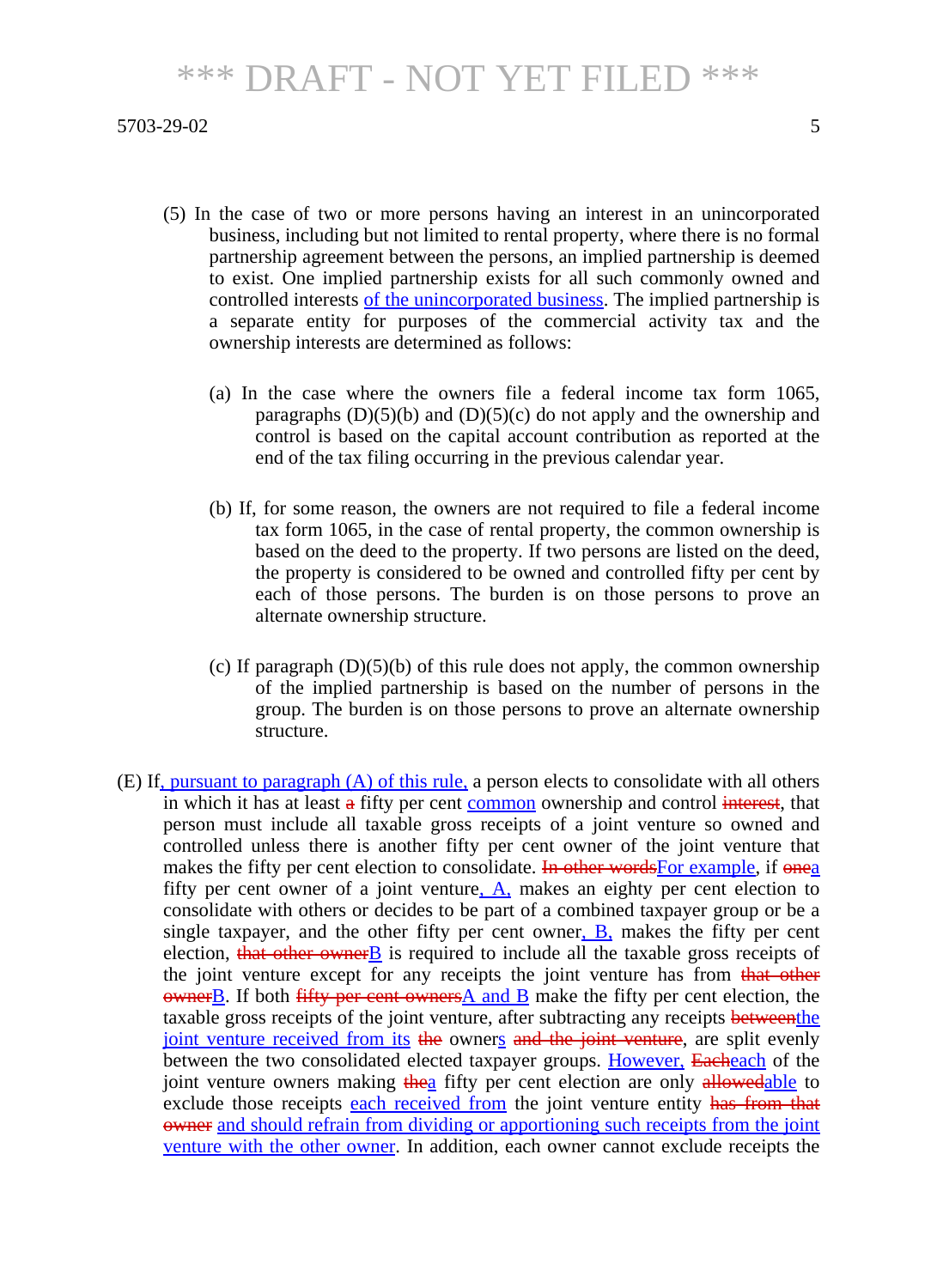(5) In the case of two or more persons having an interest in an unincorporated business, including but not limited to rental property, where there is no formal partnership agreement between the persons, an implied partnership is deemed to exist. One implied partnership exists for all such commonly owned and controlled interests <u>of the unincorporated business</u>. The implied partnership is a separate entity for purposes of the commercial activity tax and the ownership interests are determined as follows:

(a) In the case where the owners file a federal income tax form 1065, paragraphs (D)(5)(b) and (D)(5)(c) do not apply and the ownership and control is based on the capital account contribution as reported at the end of the tax filing occurring in the previous calendar year.

(b) If, for some reason, the owners are not required to file a federal income tax form 1065, in the case of rental property, the common ownership is based on the deed to the property. If two persons are listed on the deed, the property is considered to be owned and controlled fifty per cent by each of those persons. The burden is on those persons to prove an alternate ownership structure.

(c) If paragraph (D)(5)(b) of this rule does not apply, the common ownership of the implied partnership is based on the number of persons in the group. The burden is on those persons to prove an alternate ownership structure.

(E) If<u>, pursuant to paragraph (A) of this rule,</u> a person elects to consolidate with all others in which it has at least ~~a~~ fifty per cent <u>common</u> ownership and control ~~interest~~, that person must include all taxable gross receipts of a joint venture so owned and controlled unless there is another fifty per cent owner of the joint venture that makes the fifty per cent election to consolidate. ~~In other words~~<u>For example</u>, if ~~one~~<u>a</u> fifty per cent owner of a joint venture<u>, A,</u> makes an eighty per cent election to consolidate with others or decides to be part of a combined taxpayer group or be a single taxpayer, and the other fifty per cent owner<u>, B,</u> makes the fifty per cent election, ~~that other owner~~<u>B</u> is required to include all the taxable gross receipts of the joint venture except for any receipts the joint venture has from ~~that other owner~~<u>B</u>. If both ~~fifty per cent owners~~<u>A and B</u> make the fifty per cent election, the taxable gross receipts of the joint venture, after subtracting any receipts ~~between~~<u>the joint venture received from its</u> ~~the~~ owner<u>s</u> ~~and the joint venture~~, are split evenly between the two consolidated elected taxpayer groups. <u>However,</u> ~~Each~~<u>each</u> of the joint venture owners making ~~the~~<u>a</u> fifty per cent election are only ~~allowed~~<u>able</u> to exclude those receipts <u>each received from</u> the joint venture entity ~~has from that owner~~ <u>and should refrain from dividing or apportioning such receipts from the joint venture with the other owner</u>. In addition, each owner cannot exclude receipts the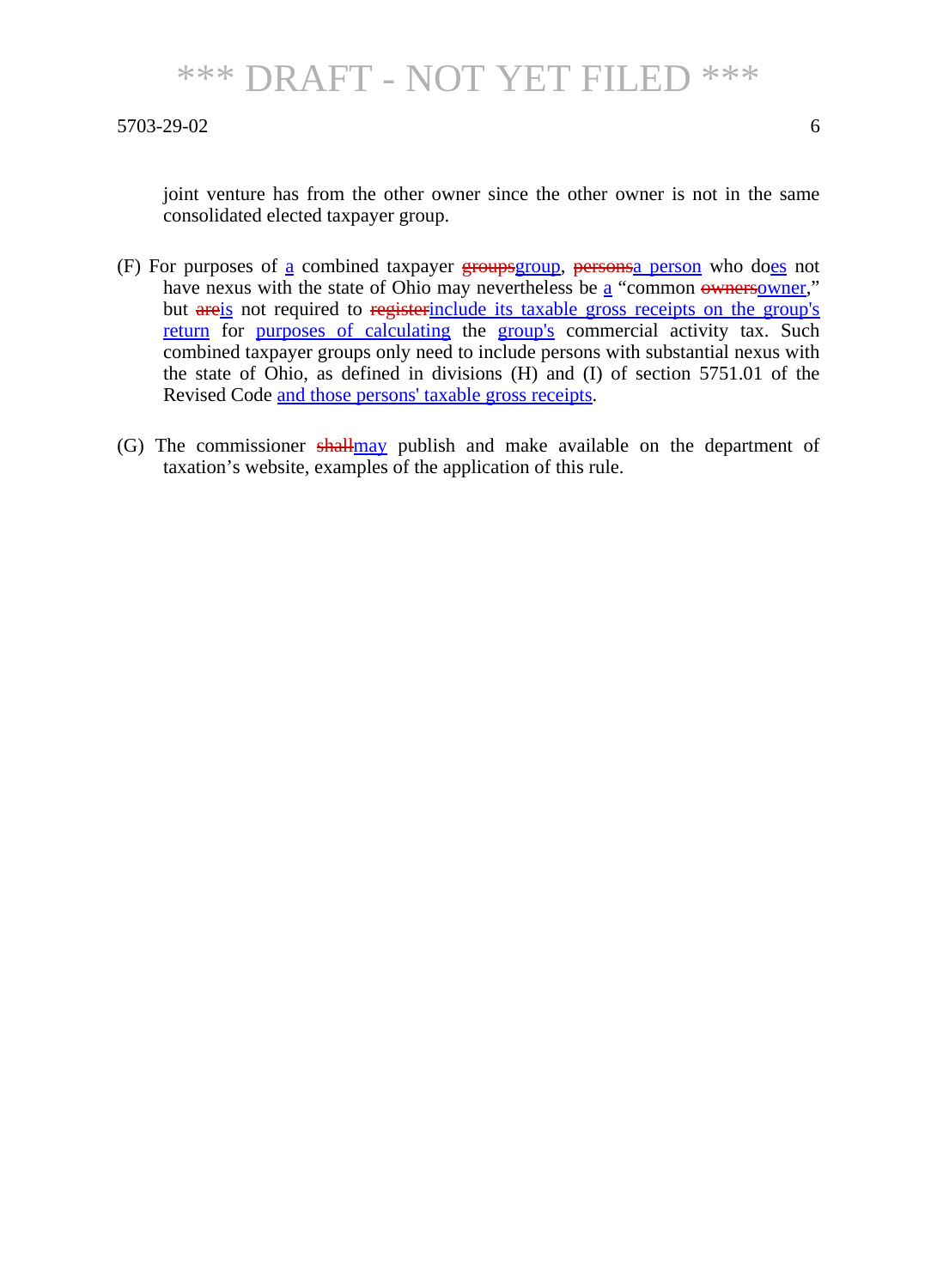joint venture has from the other owner since the other owner is not in the same consolidated elected taxpayer group.

(F) For purposes of <u>a</u> combined taxpayer ~~groups~~<u>group</u>, ~~persons~~<u>a person</u> who do<u>es</u> not have nexus with the state of Ohio may nevertheless be <u>a</u> "common ~~owners~~<u>owner</u>," but ~~are~~<u>is</u> not required to ~~register~~<u>include its taxable gross receipts on the group's return</u> for <u>purposes of calculating</u> the <u>group's</u> commercial activity tax. Such combined taxpayer groups only need to include persons with substantial nexus with the state of Ohio, as defined in divisions (H) and (I) of section 5751.01 of the Revised Code <u>and those persons' taxable gross receipts</u>.

(G) The commissioner ~~shall~~<u>may</u> publish and make available on the department of taxation's website, examples of the application of this rule.